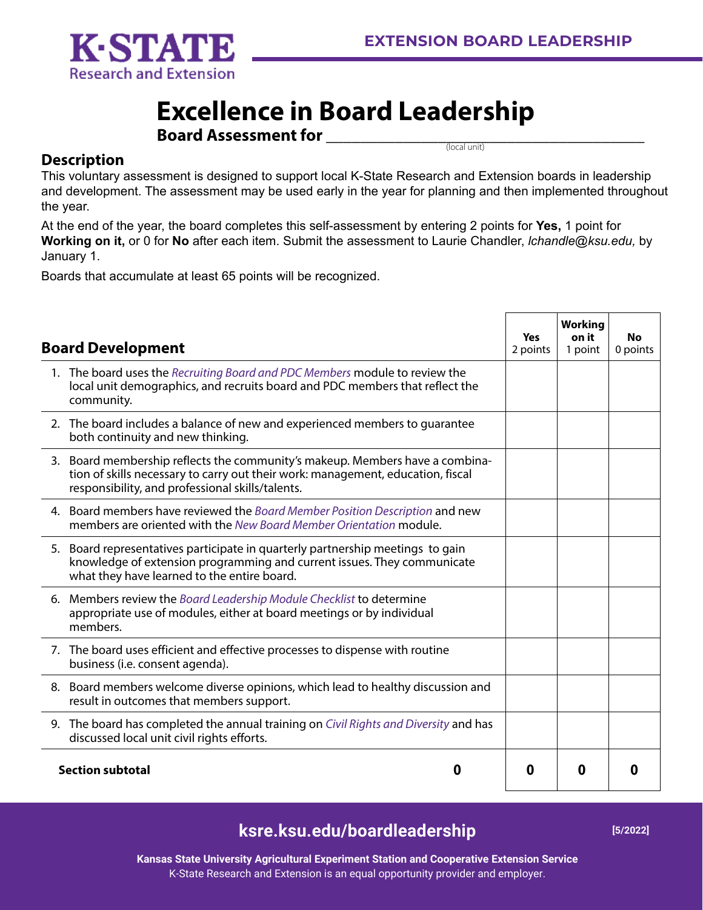K·STATE Research and Extension

EXTENSION BOARD LEADERSHIP

# Excellence in Board Leadership

**Board Assessment for** ____________________________________
(local unit)

## Description

This voluntary assessment is designed to support local K-State Research and Extension boards in leadership and development. The assessment may be used early in the year for planning and then implemented throughout the year.

At the end of the year, the board completes this self-assessment by entering 2 points for **Yes,** 1 point for **Working on it,** or 0 for **No** after each item. Submit the assessment to Laurie Chandler, *lchandle@ksu.edu,* by January 1.

Boards that accumulate at least 65 points will be recognized.

| **Board Development** | **Yes** 2 points | **Working on it** 1 point | **No** 0 points |
|---|---|---|---|
| 1. The board uses the *Recruiting Board and PDC Members* module to review the local unit demographics, and recruits board and PDC members that reflect the community. | | | |
| 2. The board includes a balance of new and experienced members to guarantee both continuity and new thinking. | | | |
| 3. Board membership reflects the community's makeup. Members have a combination of skills necessary to carry out their work: management, education, fiscal responsibility, and professional skills/talents. | | | |
| 4. Board members have reviewed the *Board Member Position Description* and new members are oriented with the *New Board Member Orientation* module. | | | |
| 5. Board representatives participate in quarterly partnership meetings to gain knowledge of extension programming and current issues. They communicate what they have learned to the entire board. | | | |
| 6. Members review the *Board Leadership Module Checklist* to determine appropriate use of modules, either at board meetings or by individual members. | | | |
| 7. The board uses efficient and effective processes to dispense with routine business (i.e. consent agenda). | | | |
| 8. Board members welcome diverse opinions, which lead to healthy discussion and result in outcomes that members support. | | | |
| 9. The board has completed the annual training on *Civil Rights and Diversity* and has discussed local unit civil rights efforts. | | | |
| **Section subtotal** **0** | **0** | **0** | **0** |

**ksre.ksu.edu/boardleadership** [5/2022]

**Kansas State University Agricultural Experiment Station and Cooperative Extension Service**
K-State Research and Extension is an equal opportunity provider and employer.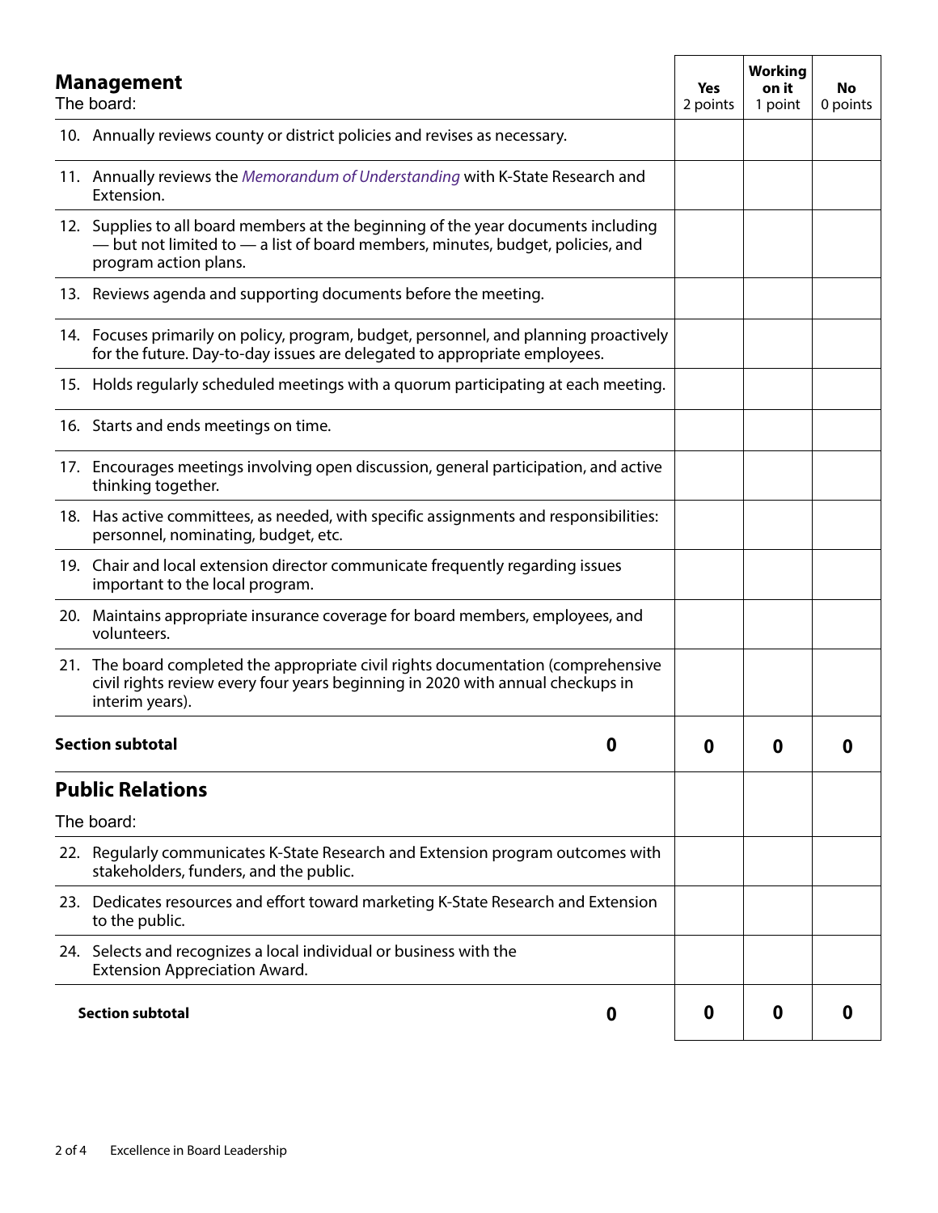| **Management**<br>The board: | **Yes**<br>2 points | **Working on it**<br>1 point | **No**<br>0 points |
|---|---|---|---|
| 10. Annually reviews county or district policies and revises as necessary. | | | |
| 11. Annually reviews the *Memorandum of Understanding* with K-State Research and Extension. | | | |
| 12. Supplies to all board members at the beginning of the year documents including — but not limited to — a list of board members, minutes, budget, policies, and program action plans. | | | |
| 13. Reviews agenda and supporting documents before the meeting. | | | |
| 14. Focuses primarily on policy, program, budget, personnel, and planning proactively for the future. Day-to-day issues are delegated to appropriate employees. | | | |
| 15. Holds regularly scheduled meetings with a quorum participating at each meeting. | | | |
| 16. Starts and ends meetings on time. | | | |
| 17. Encourages meetings involving open discussion, general participation, and active thinking together. | | | |
| 18. Has active committees, as needed, with specific assignments and responsibilities: personnel, nominating, budget, etc. | | | |
| 19. Chair and local extension director communicate frequently regarding issues important to the local program. | | | |
| 20. Maintains appropriate insurance coverage for board members, employees, and volunteers. | | | |
| 21. The board completed the appropriate civil rights documentation (comprehensive civil rights review every four years beginning in 2020 with annual checkups in interim years). | | | |
| **Section subtotal** **0** | **0** | **0** | **0** |

| **Public Relations**<br>The board: | **Yes**<br>2 points | **Working on it**<br>1 point | **No**<br>0 points |
|---|---|---|---|
| 22. Regularly communicates K-State Research and Extension program outcomes with stakeholders, funders, and the public. | | | |
| 23. Dedicates resources and effort toward marketing K-State Research and Extension to the public. | | | |
| 24. Selects and recognizes a local individual or business with the Extension Appreciation Award. | | | |
| **Section subtotal** **0** | **0** | **0** | **0** |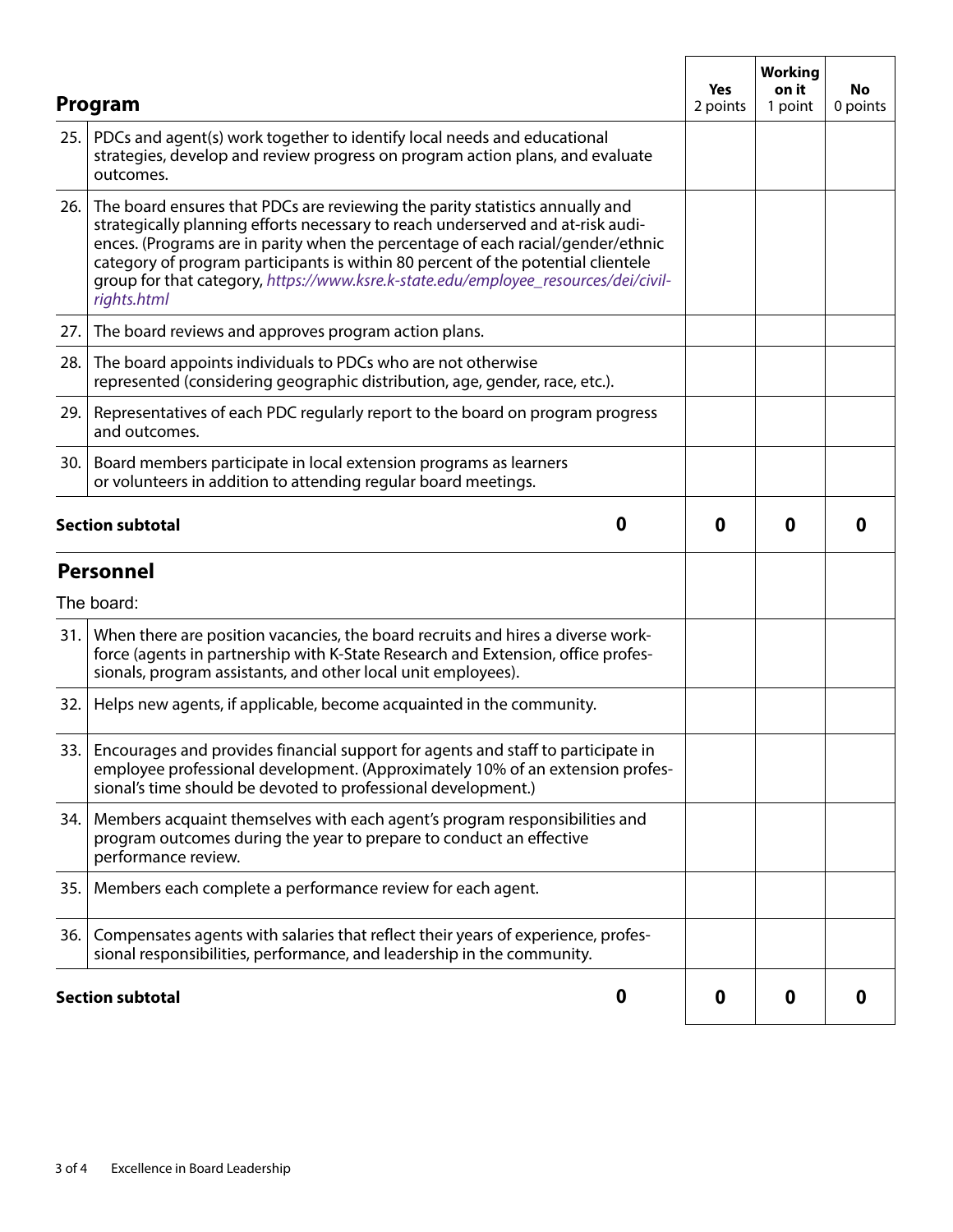| | **Program** | **Yes** 2 points | **Working on it** 1 point | **No** 0 points |
|---|---|---|---|---|
| 25. | PDCs and agent(s) work together to identify local needs and educational strategies, develop and review progress on program action plans, and evaluate outcomes. | | | |
| 26. | The board ensures that PDCs are reviewing the parity statistics annually and strategically planning efforts necessary to reach underserved and at-risk audiences. (Programs are in parity when the percentage of each racial/gender/ethnic category of program participants is within 80 percent of the potential clientele group for that category, *https://www.ksre.k-state.edu/employee_resources/dei/civil-rights.html* | | | |
| 27. | The board reviews and approves program action plans. | | | |
| 28. | The board appoints individuals to PDCs who are not otherwise represented (considering geographic distribution, age, gender, race, etc.). | | | |
| 29. | Representatives of each PDC regularly report to the board on program progress and outcomes. | | | |
| 30. | Board members participate in local extension programs as learners or volunteers in addition to attending regular board meetings. | | | |
| **Section subtotal** | **0** | **0** | **0** | **0** |

| | **Personnel** | | | |
|---|---|---|---|---|
| | The board: | | | |
| 31. | When there are position vacancies, the board recruits and hires a diverse workforce (agents in partnership with K-State Research and Extension, office professionals, program assistants, and other local unit employees). | | | |
| 32. | Helps new agents, if applicable, become acquainted in the community. | | | |
| 33. | Encourages and provides financial support for agents and staff to participate in employee professional development. (Approximately 10% of an extension professional's time should be devoted to professional development.) | | | |
| 34. | Members acquaint themselves with each agent's program responsibilities and program outcomes during the year to prepare to conduct an effective performance review. | | | |
| 35. | Members each complete a performance review for each agent. | | | |
| 36. | Compensates agents with salaries that reflect their years of experience, professional responsibilities, performance, and leadership in the community. | | | |
| **Section subtotal** | **0** | **0** | **0** | **0** |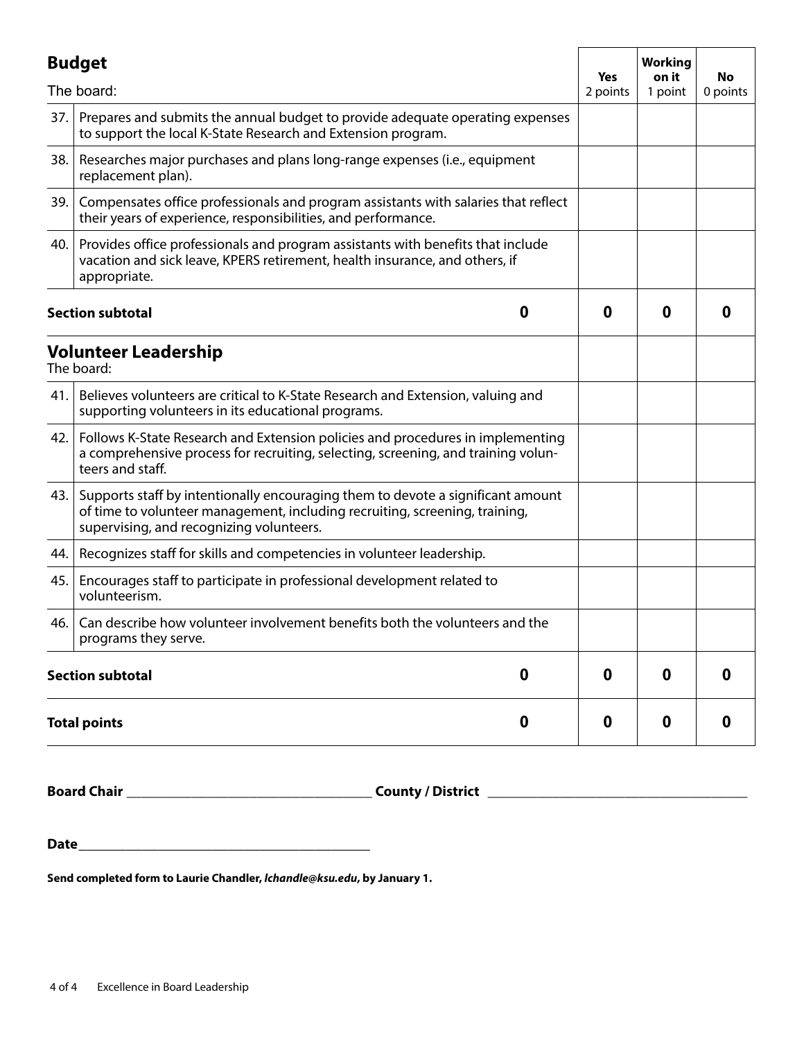## Budget

| The board: | | Yes 2 points | Working on it 1 point | No 0 points |
|---|---|---|---|---|
| 37. | Prepares and submits the annual budget to provide adequate operating expenses to support the local K-State Research and Extension program. | | | |
| 38. | Researches major purchases and plans long-range expenses (i.e., equipment replacement plan). | | | |
| 39. | Compensates office professionals and program assistants with salaries that reflect their years of experience, responsibilities, and performance. | | | |
| 40. | Provides office professionals and program assistants with benefits that include vacation and sick leave, KPERS retirement, health insurance, and others, if appropriate. | | | |
| **Section subtotal** | **0** | **0** | **0** | **0** |

## Volunteer Leadership

| The board: | | | | |
|---|---|---|---|---|
| 41. | Believes volunteers are critical to K-State Research and Extension, valuing and supporting volunteers in its educational programs. | | | |
| 42. | Follows K-State Research and Extension policies and procedures in implementing a comprehensive process for recruiting, selecting, screening, and training volunteers and staff. | | | |
| 43. | Supports staff by intentionally encouraging them to devote a significant amount of time to volunteer management, including recruiting, screening, training, supervising, and recognizing volunteers. | | | |
| 44. | Recognizes staff for skills and competencies in volunteer leadership. | | | |
| 45. | Encourages staff to participate in professional development related to volunteerism. | | | |
| 46. | Can describe how volunteer involvement benefits both the volunteers and the programs they serve. | | | |
| **Section subtotal** | **0** | **0** | **0** | **0** |
| **Total points** | **0** | **0** | **0** | **0** |

**Board Chair** ______________________ **County / District** ______________________

**Date** ______________________

**Send completed form to Laurie Chandler, *lchandle@ksu.edu*, by January 1.**